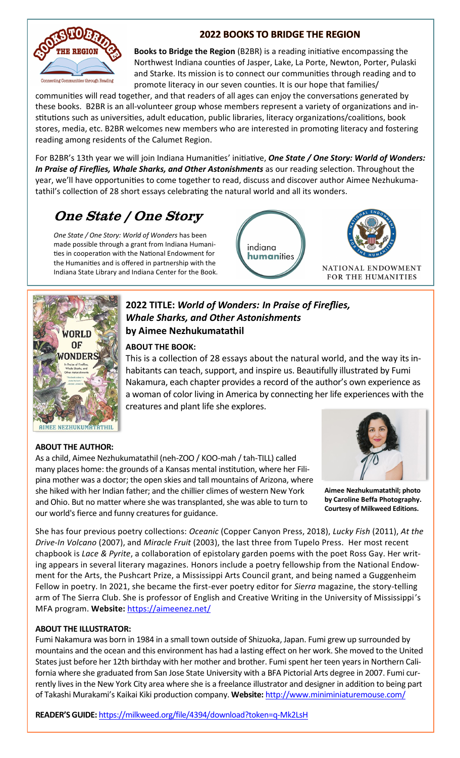## 2022 BOOKS TO BRIDGE THE REGION

**Books to Bridge the Region** (B2BR) is a reading initiative encompassing the Northwest Indiana counties of Jasper, Lake, La Porte, Newton, Porter, Pulaski and Starke. Its mission is to connect our communities through reading and to promote literacy in our seven counties. It is our hope that families/communities will read together, and that readers of all ages can enjoy the conversations generated by these books. B2BR is an all-volunteer group whose members represent a variety of organizations and institutions such as universities, adult education, public libraries, literacy organizations/coalitions, book stores, media, etc. B2BR welcomes new members who are interested in promoting literacy and fostering reading among residents of the Calumet Region.

For B2BR's 13th year we will join Indiana Humanities' initiative, ***One State / One Story: World of Wonders: In Praise of Fireflies, Whale Sharks, and Other Astonishments*** as our reading selection. Throughout the year, we'll have opportunities to come together to read, discuss and discover author Aimee Nezhukumatathil's collection of 28 short essays celebrating the natural world and all its wonders.

# One State / One Story

*One State / One Story: World of Wonders* has been made possible through a grant from Indiana Humanities in cooperation with the National Endowment for the Humanities and is offered in partnership with the Indiana State Library and Indiana Center for the Book.

## 2022 TITLE: *World of Wonders: In Praise of Fireflies, Whale Sharks, and Other Astonishments* by Aimee Nezhukumatathil

**ABOUT THE BOOK:**

This is a collection of 28 essays about the natural world, and the way its inhabitants can teach, support, and inspire us. Beautifully illustrated by Fumi Nakamura, each chapter provides a record of the author's own experience as a woman of color living in America by connecting her life experiences with the creatures and plant life she explores.

**ABOUT THE AUTHOR:**

As a child, Aimee Nezhukumatathil (neh-ZOO / KOO-mah / tah-TILL) called many places home: the grounds of a Kansas mental institution, where her Filipina mother was a doctor; the open skies and tall mountains of Arizona, where she hiked with her Indian father; and the chillier climes of western New York and Ohio. But no matter where she was transplanted, she was able to turn to our world's fierce and funny creatures for guidance.

**Aimee Nezhukumatathil; photo by Caroline Beffa Photography. Courtesy of Milkweed Editions.**

She has four previous poetry collections: *Oceanic* (Copper Canyon Press, 2018), *Lucky Fish* (2011), *At the Drive-In Volcano* (2007), and *Miracle Fruit* (2003), the last three from Tupelo Press. Her most recent chapbook is *Lace & Pyrite*, a collaboration of epistolary garden poems with the poet Ross Gay. Her writing appears in several literary magazines. Honors include a poetry fellowship from the National Endowment for the Arts, the Pushcart Prize, a Mississippi Arts Council grant, and being named a Guggenheim Fellow in poetry. In 2021, she became the first-ever poetry editor for *Sierra* magazine, the story-telling arm of The Sierra Club. She is professor of English and Creative Writing in the University of Mississippi's MFA program. **Website:** https://aimeenez.net/

**ABOUT THE ILLUSTRATOR:**

Fumi Nakamura was born in 1984 in a small town outside of Shizuoka, Japan. Fumi grew up surrounded by mountains and the ocean and this environment has had a lasting effect on her work. She moved to the United States just before her 12th birthday with her mother and brother. Fumi spent her teen years in Northern California where she graduated from San Jose State University with a BFA Pictorial Arts degree in 2007. Fumi currently lives in the New York City area where she is a freelance illustrator and designer in addition to being part of Takashi Murakami's Kaikai Kiki production company. **Website:** http://www.miniminiaturemouse.com/

**READER'S GUIDE:** https://milkweed.org/file/4394/download?token=q-Mk2LsH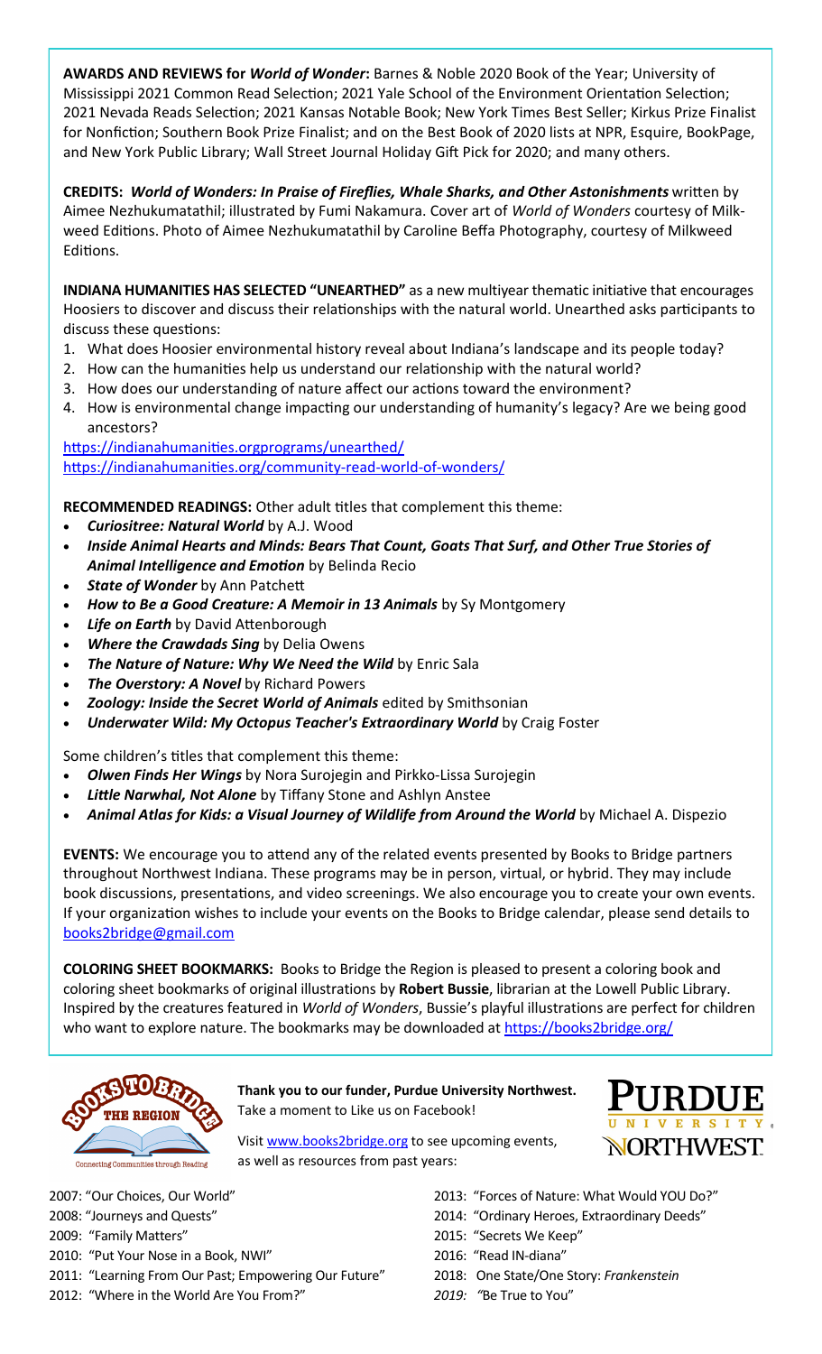**AWARDS AND REVIEWS for *World of Wonder*:** Barnes & Noble 2020 Book of the Year; University of Mississippi 2021 Common Read Selection; 2021 Yale School of the Environment Orientation Selection; 2021 Nevada Reads Selection; 2021 Kansas Notable Book; New York Times Best Seller; Kirkus Prize Finalist for Nonfiction; Southern Book Prize Finalist; and on the Best Book of 2020 lists at NPR, Esquire, BookPage, and New York Public Library; Wall Street Journal Holiday Gift Pick for 2020; and many others.

**CREDITS:** ***World of Wonders: In Praise of Fireflies, Whale Sharks, and Other Astonishments*** written by Aimee Nezhukumatathil; illustrated by Fumi Nakamura. Cover art of *World of Wonders* courtesy of Milkweed Editions. Photo of Aimee Nezhukumatathil by Caroline Beffa Photography, courtesy of Milkweed Editions.

**INDIANA HUMANITIES HAS SELECTED "UNEARTHED"** as a new multiyear thematic initiative that encourages Hoosiers to discover and discuss their relationships with the natural world. Unearthed asks participants to discuss these questions:

1. What does Hoosier environmental history reveal about Indiana's landscape and its people today?
2. How can the humanities help us understand our relationship with the natural world?
3. How does our understanding of nature affect our actions toward the environment?
4. How is environmental change impacting our understanding of humanity's legacy? Are we being good ancestors?

https://indianahumanities.orgprograms/unearthed/
https://indianahumanities.org/community-read-world-of-wonders/

**RECOMMENDED READINGS:** Other adult titles that complement this theme:

- ***Curiositree: Natural World*** by A.J. Wood
- ***Inside Animal Hearts and Minds: Bears That Count, Goats That Surf, and Other True Stories of Animal Intelligence and Emotion*** by Belinda Recio
- ***State of Wonder*** by Ann Patchett
- ***How to Be a Good Creature: A Memoir in 13 Animals*** by Sy Montgomery
- ***Life on Earth*** by David Attenborough
- ***Where the Crawdads Sing*** by Delia Owens
- ***The Nature of Nature: Why We Need the Wild*** by Enric Sala
- ***The Overstory: A Novel*** by Richard Powers
- ***Zoology: Inside the Secret World of Animals*** edited by Smithsonian
- ***Underwater Wild: My Octopus Teacher's Extraordinary World*** by Craig Foster

Some children's titles that complement this theme:

- ***Olwen Finds Her Wings*** by Nora Surojegin and Pirkko-Lissa Surojegin
- ***Little Narwhal, Not Alone*** by Tiffany Stone and Ashlyn Anstee
- ***Animal Atlas for Kids: a Visual Journey of Wildlife from Around the World*** by Michael A. Dispezio

**EVENTS:** We encourage you to attend any of the related events presented by Books to Bridge partners throughout Northwest Indiana. These programs may be in person, virtual, or hybrid. They may include book discussions, presentations, and video screenings. We also encourage you to create your own events. If your organization wishes to include your events on the Books to Bridge calendar, please send details to books2bridge@gmail.com

**COLORING SHEET BOOKMARKS:** Books to Bridge the Region is pleased to present a coloring book and coloring sheet bookmarks of original illustrations by **Robert Bussie**, librarian at the Lowell Public Library. Inspired by the creatures featured in *World of Wonders*, Bussie's playful illustrations are perfect for children who want to explore nature. The bookmarks may be downloaded at https://books2bridge.org/

BOOKS TO BRIDGE THE REGION
Connecting Communities through Reading

**Thank you to our funder, Purdue University Northwest.**
Take a moment to Like us on Facebook!

Visit www.books2bridge.org to see upcoming events, as well as resources from past years:

PURDUE UNIVERSITY NORTHWEST

2007: "Our Choices, Our World"
2008: "Journeys and Quests"
2009: "Family Matters"
2010: "Put Your Nose in a Book, NWI"
2011: "Learning From Our Past; Empowering Our Future"
2012: "Where in the World Are You From?"
2013: "Forces of Nature: What Would YOU Do?"
2014: "Ordinary Heroes, Extraordinary Deeds"
2015: "Secrets We Keep"
2016: "Read IN-diana"
2018: One State/One Story: *Frankenstein*
*2019: "*Be True to You"